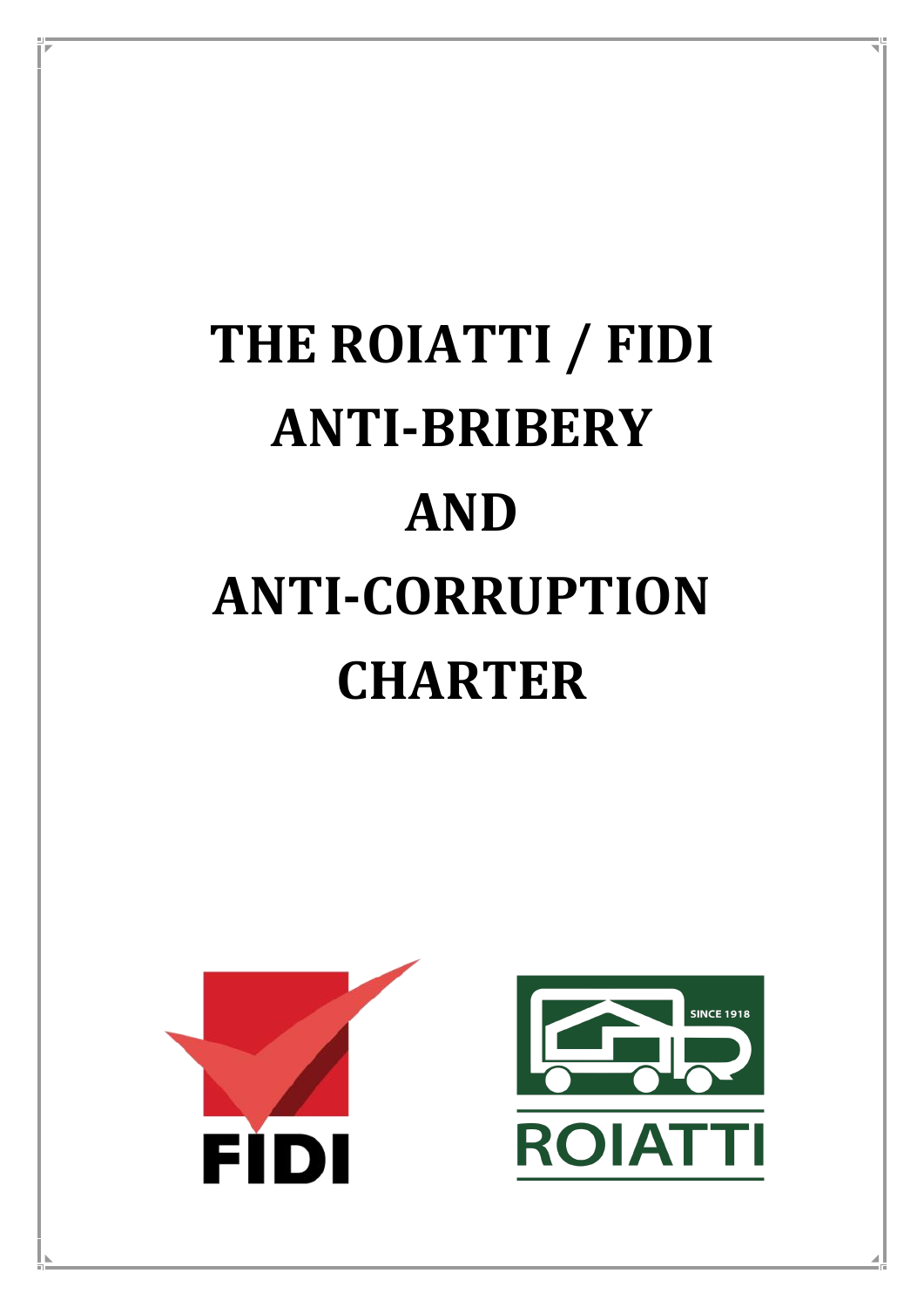# THE ROIATTI / FIDI ANTI-BRIBERY AND ANTI-CORRUPTION CHARTER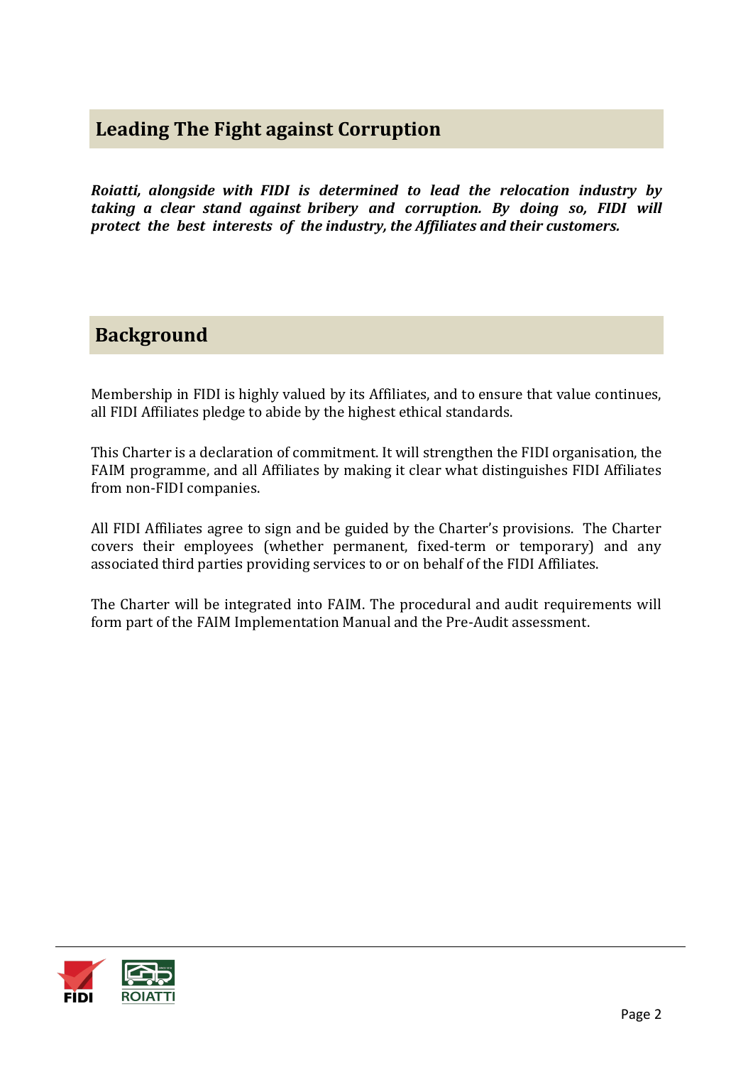## Leading The Fight against Corruption

***Roiatti, alongside with FIDI is determined to lead the relocation industry by taking a clear stand against bribery and corruption. By doing so, FIDI will protect the best interests of the industry, the Affiliates and their customers.***

## Background

Membership in FIDI is highly valued by its Affiliates, and to ensure that value continues, all FIDI Affiliates pledge to abide by the highest ethical standards.

This Charter is a declaration of commitment. It will strengthen the FIDI organisation, the FAIM programme, and all Affiliates by making it clear what distinguishes FIDI Affiliates from non-FIDI companies.

All FIDI Affiliates agree to sign and be guided by the Charter's provisions. The Charter covers their employees (whether permanent, fixed-term or temporary) and any associated third parties providing services to or on behalf of the FIDI Affiliates.

The Charter will be integrated into FAIM. The procedural and audit requirements will form part of the FAIM Implementation Manual and the Pre-Audit assessment.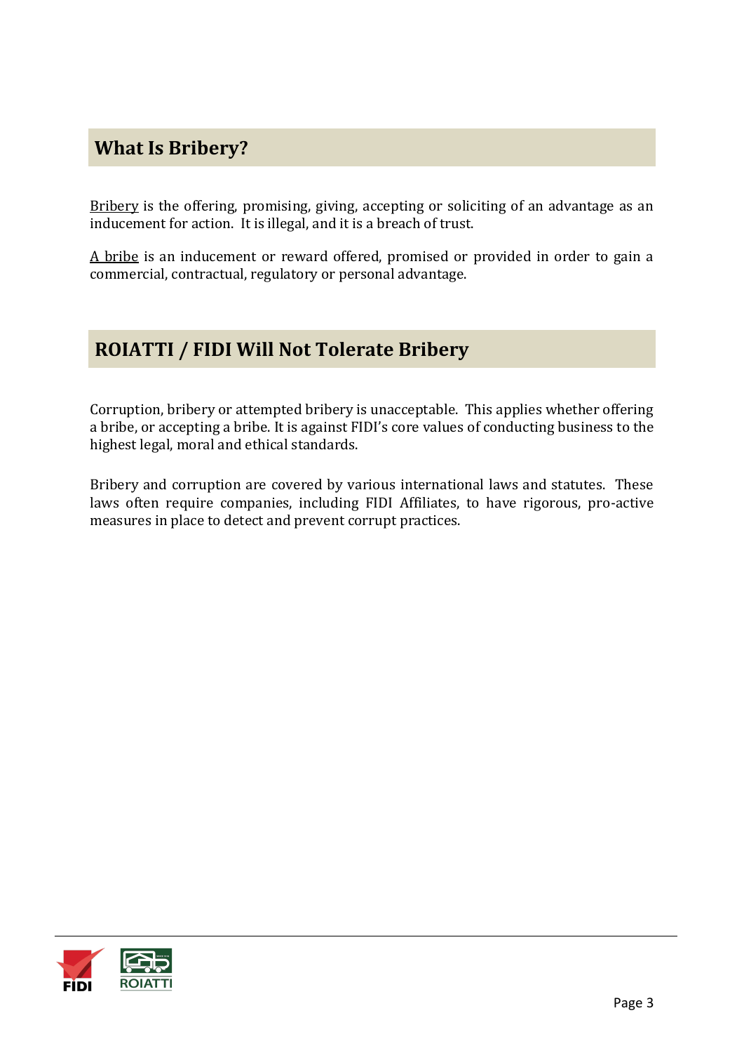## What Is Bribery?

Bribery is the offering, promising, giving, accepting or soliciting of an advantage as an inducement for action. It is illegal, and it is a breach of trust.

A bribe is an inducement or reward offered, promised or provided in order to gain a commercial, contractual, regulatory or personal advantage.

## ROIATTI / FIDI Will Not Tolerate Bribery

Corruption, bribery or attempted bribery is unacceptable. This applies whether offering a bribe, or accepting a bribe. It is against FIDI's core values of conducting business to the highest legal, moral and ethical standards.

Bribery and corruption are covered by various international laws and statutes. These laws often require companies, including FIDI Affiliates, to have rigorous, pro-active measures in place to detect and prevent corrupt practices.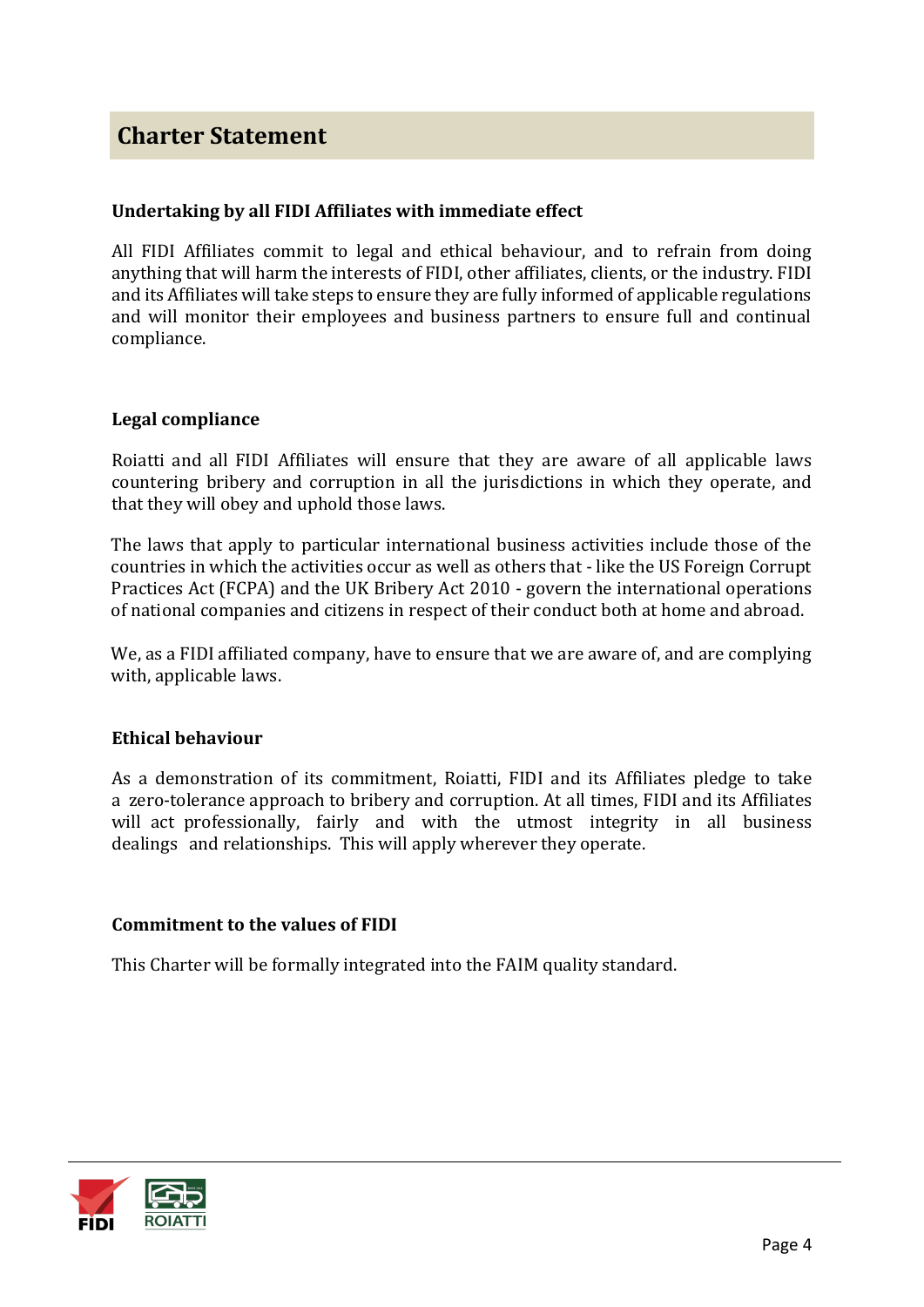## Charter Statement

### Undertaking by all FIDI Affiliates with immediate effect

All FIDI Affiliates commit to legal and ethical behaviour, and to refrain from doing anything that will harm the interests of FIDI, other affiliates, clients, or the industry. FIDI and its Affiliates will take steps to ensure they are fully informed of applicable regulations and will monitor their employees and business partners to ensure full and continual compliance.

### Legal compliance

Roiatti and all FIDI Affiliates will ensure that they are aware of all applicable laws countering bribery and corruption in all the jurisdictions in which they operate, and that they will obey and uphold those laws.

The laws that apply to particular international business activities include those of the countries in which the activities occur as well as others that - like the US Foreign Corrupt Practices Act (FCPA) and the UK Bribery Act 2010 - govern the international operations of national companies and citizens in respect of their conduct both at home and abroad.

We, as a FIDI affiliated company, have to ensure that we are aware of, and are complying with, applicable laws.

### Ethical behaviour

As a demonstration of its commitment, Roiatti, FIDI and its Affiliates pledge to take a zero-tolerance approach to bribery and corruption. At all times, FIDI and its Affiliates will act professionally, fairly and with the utmost integrity in all business dealings and relationships. This will apply wherever they operate.

### Commitment to the values of FIDI

This Charter will be formally integrated into the FAIM quality standard.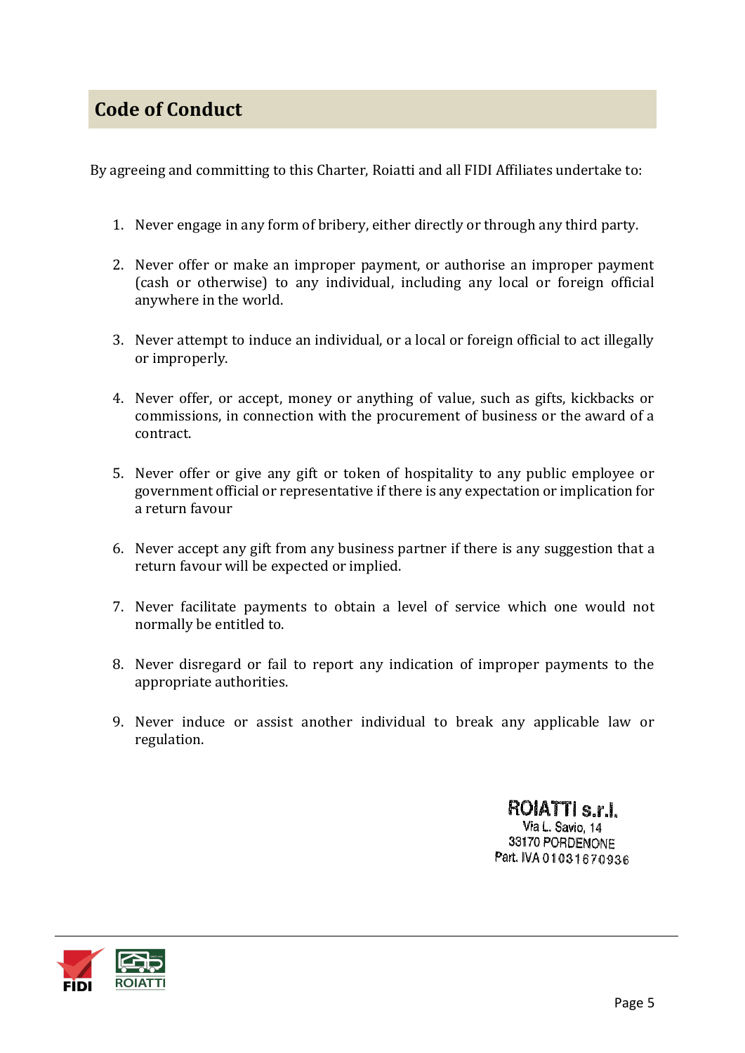## Code of Conduct

By agreeing and committing to this Charter, Roiatti and all FIDI Affiliates undertake to:

1. Never engage in any form of bribery, either directly or through any third party.
2. Never offer or make an improper payment, or authorise an improper payment (cash or otherwise) to any individual, including any local or foreign official anywhere in the world.
3. Never attempt to induce an individual, or a local or foreign official to act illegally or improperly.
4. Never offer, or accept, money or anything of value, such as gifts, kickbacks or commissions, in connection with the procurement of business or the award of a contract.
5. Never offer or give any gift or token of hospitality to any public employee or government official or representative if there is any expectation or implication for a return favour
6. Never accept any gift from any business partner if there is any suggestion that a return favour will be expected or implied.
7. Never facilitate payments to obtain a level of service which one would not normally be entitled to.
8. Never disregard or fail to report any indication of improper payments to the appropriate authorities.
9. Never induce or assist another individual to break any applicable law or regulation.

ROIATTI s.r.l.
Via L. Savio, 14
33170 PORDENONE
Part. IVA 01031670936